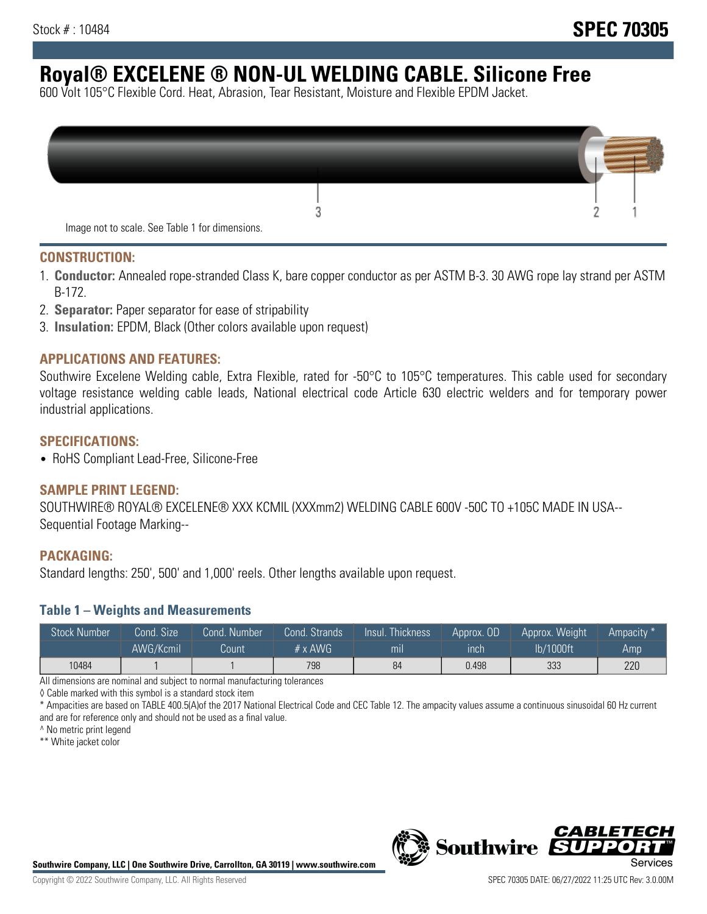Stock # : 10484

**SPEC 70305**

# Royal® EXCELENE ® NON-UL WELDING CABLE. Silicone Free

600 Volt 105°C Flexible Cord. Heat, Abrasion, Tear Resistant, Moisture and Flexible EPDM Jacket.

Image not to scale. See Table 1 for dimensions.

## CONSTRUCTION:

1. **Conductor:** Annealed rope-stranded Class K, bare copper conductor as per ASTM B-3. 30 AWG rope lay strand per ASTM B-172.
2. **Separator:** Paper separator for ease of stripability
3. **Insulation:** EPDM, Black (Other colors available upon request)

## APPLICATIONS AND FEATURES:

Southwire Excelene Welding cable, Extra Flexible, rated for -50°C to 105°C temperatures. This cable used for secondary voltage resistance welding cable leads, National electrical code Article 630 electric welders and for temporary power industrial applications.

## SPECIFICATIONS:

- RoHS Compliant Lead-Free, Silicone-Free

## SAMPLE PRINT LEGEND:

SOUTHWIRE® ROYAL® EXCELENE® XXX KCMIL (XXXmm2) WELDING CABLE 600V -50C TO +105C MADE IN USA--Sequential Footage Marking--

## PACKAGING:

Standard lengths: 250', 500' and 1,000' reels. Other lengths available upon request.

### Table 1 – Weights and Measurements

| Stock Number | Cond. Size | Cond. Number | Cond. Strands | Insul. Thickness | Approx. OD | Approx. Weight | Ampacity * |
|---|---|---|---|---|---|---|---|
| | AWG/Kcmil | Count | # x AWG | mil | inch | lb/1000ft | Amp |
| 10484 | 1 | 1 | 798 | 84 | 0.498 | 333 | 220 |

All dimensions are nominal and subject to normal manufacturing tolerances

◊ Cable marked with this symbol is a standard stock item

* Ampacities are based on TABLE 400.5(A)of the 2017 National Electrical Code and CEC Table 12. The ampacity values assume a continuous sinusoidal 60 Hz current and are for reference only and should not be used as a final value.

^ No metric print legend

** White jacket color

**Southwire Company, LLC | One Southwire Drive, Carrollton, GA 30119 | www.southwire.com**

Copyright © 2022 Southwire Company, LLC. All Rights Reserved

SPEC 70305 DATE: 06/27/2022 11:25 UTC Rev: 3.0.00M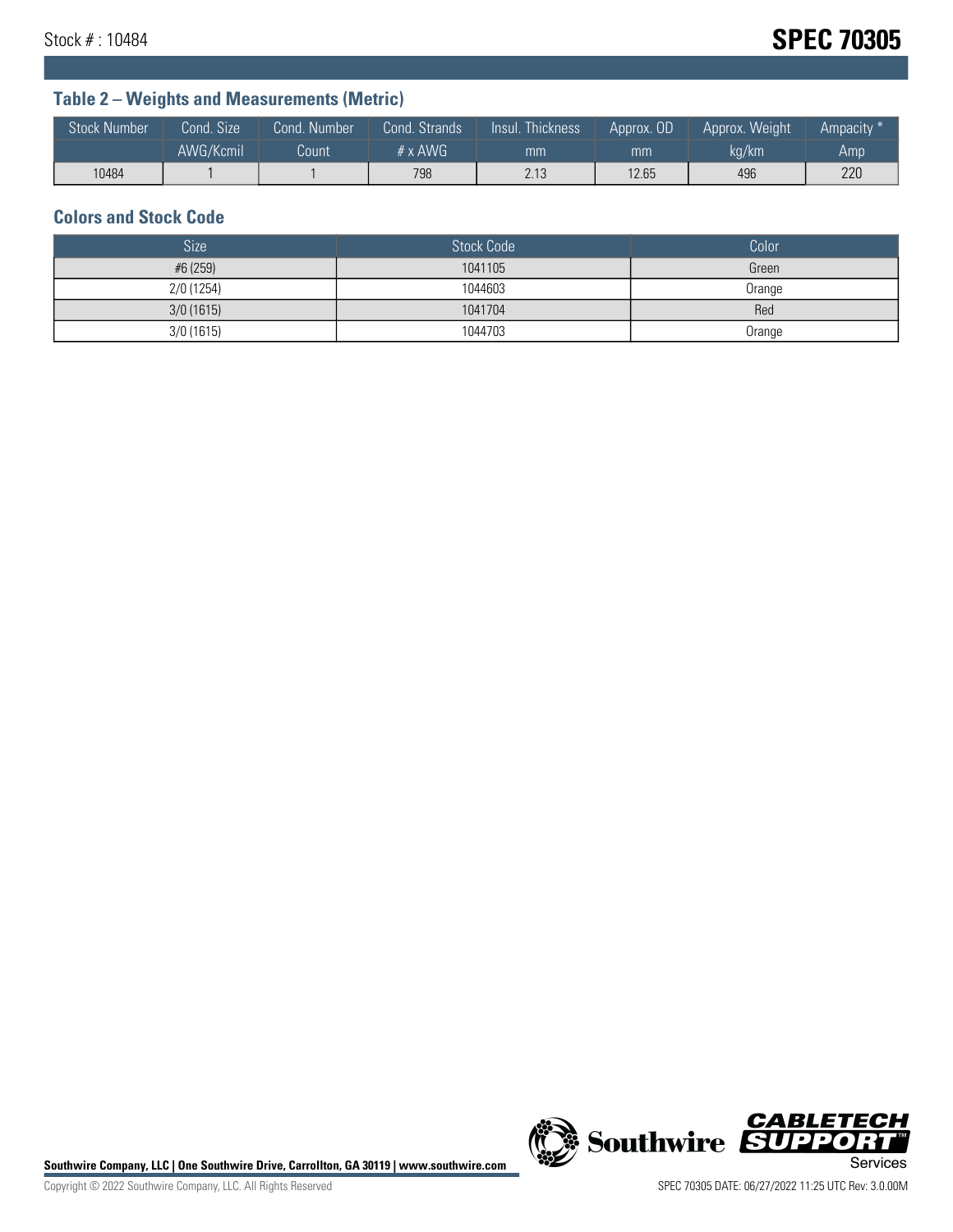## Table 2 – Weights and Measurements (Metric)

| Stock Number | Cond. Size | Cond. Number | Cond. Strands | Insul. Thickness | Approx. OD | Approx. Weight | Ampacity * |
|---|---|---|---|---|---|---|---|
| | AWG/Kcmil | Count | # x AWG | mm | mm | kg/km | Amp |
| 10484 | 1 | 1 | 798 | 2.13 | 12.65 | 496 | 220 |

## Colors and Stock Code

| Size | Stock Code | Color |
|---|---|---|
| #6 (259) | 1041105 | Green |
| 2/0 (1254) | 1044603 | Orange |
| 3/0 (1615) | 1041704 | Red |
| 3/0 (1615) | 1044703 | Orange |

**Southwire Company, LLC | One Southwire Drive, Carrollton, GA 30119 | www.southwire.com**

Copyright © 2022 Southwire Company, LLC. All Rights Reserved

SPEC 70305 DATE: 06/27/2022 11:25 UTC Rev: 3.0.00M